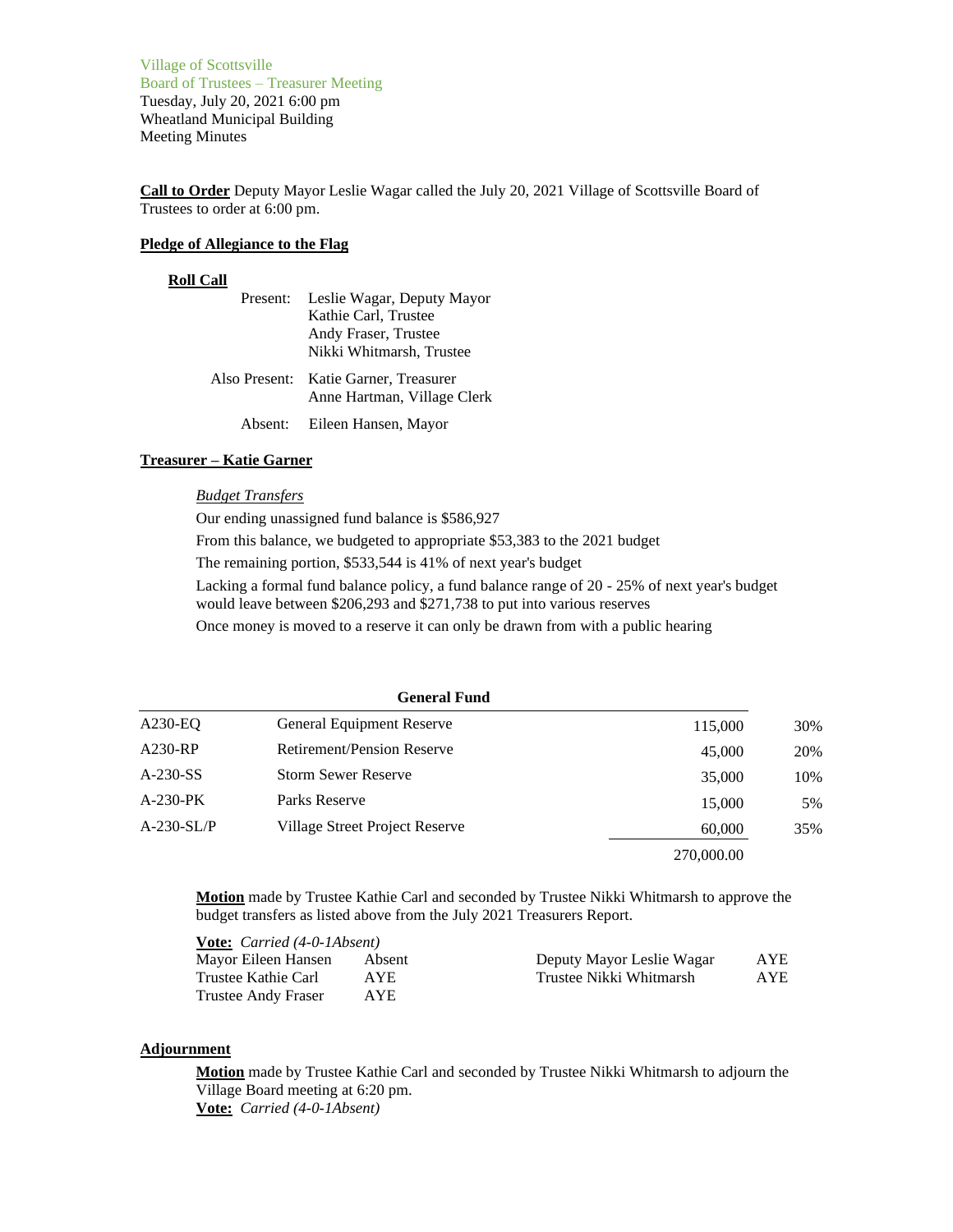Village of Scottsville
Board of Trustees – Treasurer Meeting
Tuesday, July 20, 2021 6:00 pm
Wheatland Municipal Building
Meeting Minutes

**Call to Order** Deputy Mayor Leslie Wagar called the July 20, 2021 Village of Scottsville Board of Trustees to order at 6:00 pm.

**Pledge of Allegiance to the Flag**

**Roll Call**

Present: Leslie Wagar, Deputy Mayor
Kathie Carl, Trustee
Andy Fraser, Trustee
Nikki Whitmarsh, Trustee

Also Present: Katie Garner, Treasurer
Anne Hartman, Village Clerk

Absent: Eileen Hansen, Mayor

**Treasurer – Katie Garner**

*Budget Transfers*

Our ending unassigned fund balance is $586,927

From this balance, we budgeted to appropriate $53,383 to the 2021 budget

The remaining portion, $533,544 is 41% of next year's budget

Lacking a formal fund balance policy, a fund balance range of 20 - 25% of next year's budget would leave between $206,293 and $271,738 to put into various reserves

Once money is moved to a reserve it can only be drawn from with a public hearing

**General Fund**

| | | | |
|---|---|---|---|
| A230-EQ | General Equipment Reserve | 115,000 | 30% |
| A230-RP | Retirement/Pension Reserve | 45,000 | 20% |
| A-230-SS | Storm Sewer Reserve | 35,000 | 10% |
| A-230-PK | Parks Reserve | 15,000 | 5% |
| A-230-SL/P | Village Street Project Reserve | 60,000 | 35% |
| | | 270,000.00 | |

**Motion** made by Trustee Kathie Carl and seconded by Trustee Nikki Whitmarsh to approve the budget transfers as listed above from the July 2021 Treasurers Report.

**Vote:** *Carried (4-0-1Absent)*

| | | | |
|---|---|---|---|
| Mayor Eileen Hansen | Absent | Deputy Mayor Leslie Wagar | AYE |
| Trustee Kathie Carl | AYE | Trustee Nikki Whitmarsh | AYE |
| Trustee Andy Fraser | AYE | | |

**Adjournment**

**Motion** made by Trustee Kathie Carl and seconded by Trustee Nikki Whitmarsh to adjourn the Village Board meeting at 6:20 pm.
**Vote:** *Carried (4-0-1Absent)*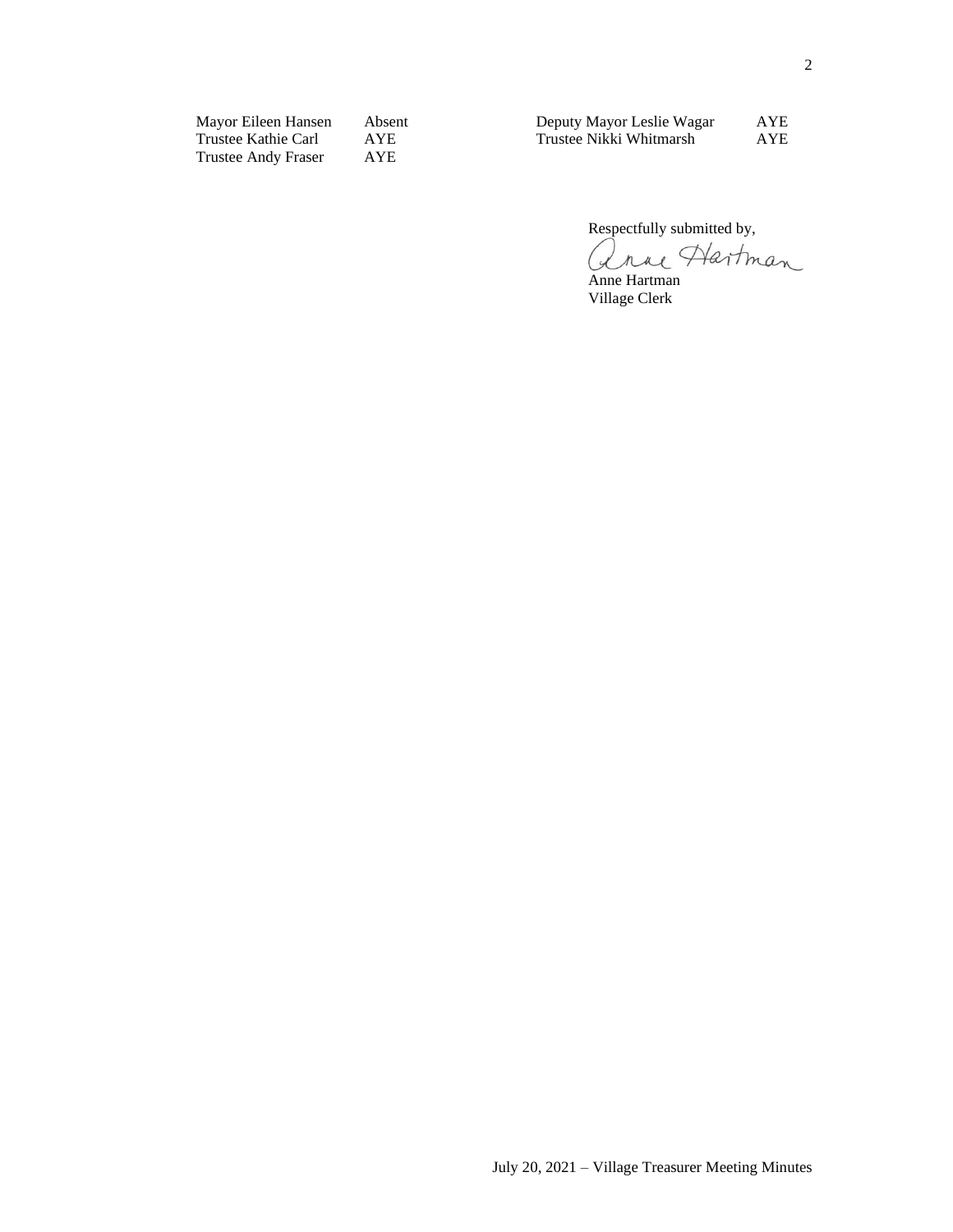| | | | |
|---|---|---|---|
| Mayor Eileen Hansen | Absent | Deputy Mayor Leslie Wagar | AYE |
| Trustee Kathie Carl | AYE | Trustee Nikki Whitmarsh | AYE |
| Trustee Andy Fraser | AYE | | |

Respectfully submitted by,

Anne Hartman

Anne Hartman
Village Clerk